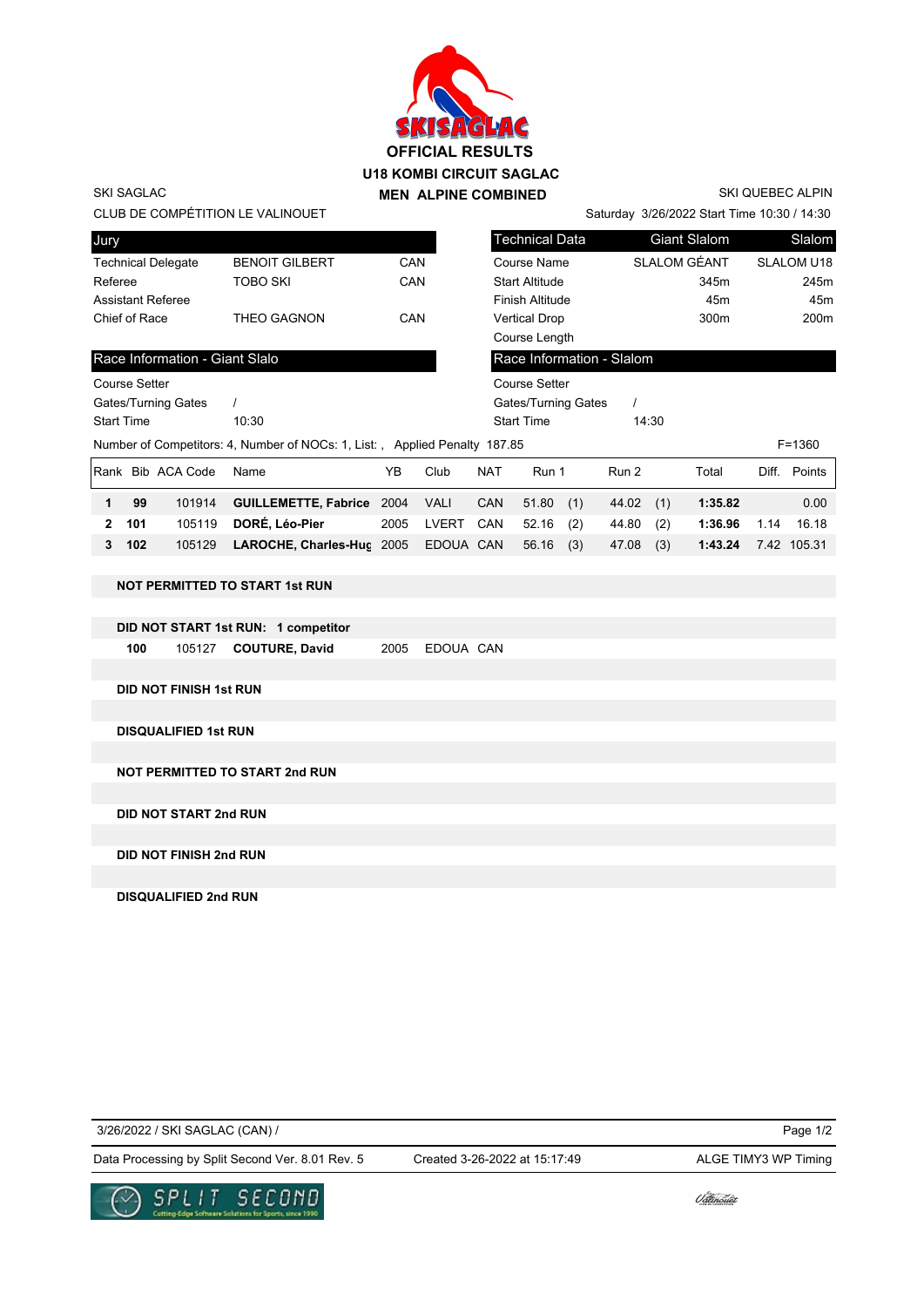# OFFICIAL RESULTS

## U18 KOMBI CIRCUIT SAGLAC

## MEN ALPINE COMBINED

SKI SAGLAC
CLUB DE COMPÉTITION LE VALINOUET

SKI QUEBEC ALPIN
Saturday 3/26/2022 Start Time 10:30 / 14:30

| Jury | | |
|---|---|---|
| Technical Delegate | BENOIT GILBERT | CAN |
| Referee | TOBO SKI | CAN |
| Assistant Referee | | |
| Chief of Race | THEO GAGNON | CAN |

| Technical Data | Giant Slalom | Slalom |
|---|---|---|
| Course Name | SLALOM GÉANT | SLALOM U18 |
| Start Altitude | 345m | 245m |
| Finish Altitude | 45m | 45m |
| Vertical Drop | 300m | 200m |
| Course Length | | |

| Race Information - Giant Slalo | |
|---|---|
| Course Setter | |
| Gates/Turning Gates | / |
| Start Time | 10:30 |

| Race Information - Slalom | |
|---|---|
| Course Setter | |
| Gates/Turning Gates | / |
| Start Time | 14:30 |

Number of Competitors: 4, Number of NOCs: 1, List: , Applied Penalty 187.85 F=1360

| Rank | Bib | ACA Code | Name | YB | Club | NAT | Run 1 | | Run 2 | | Total | Diff. | Points |
|---|---|---|---|---|---|---|---|---|---|---|---|---|---|
| **1** | **99** | 101914 | **GUILLEMETTE, Fabrice** | 2004 | VALI | CAN | 51.80 | (1) | 44.02 | (1) | **1:35.82** | | 0.00 |
| **2** | **101** | 105119 | **DORÉ, Léo-Pier** | 2005 | LVERT | CAN | 52.16 | (2) | 44.80 | (2) | **1:36.96** | 1.14 | 16.18 |
| **3** | **102** | 105129 | **LAROCHE, Charles-Hug** | 2005 | EDOUA | CAN | 56.16 | (3) | 47.08 | (3) | **1:43.24** | 7.42 | 105.31 |

**NOT PERMITTED TO START 1st RUN**

**DID NOT START 1st RUN: 1 competitor**

| Bib | ACA Code | Name | YB | Club | NAT |
|---|---|---|---|---|---|
| **100** | 105127 | **COUTURE, David** | 2005 | EDOUA | CAN |

**DID NOT FINISH 1st RUN**

**DISQUALIFIED 1st RUN**

**NOT PERMITTED TO START 2nd RUN**

**DID NOT START 2nd RUN**

**DID NOT FINISH 2nd RUN**

**DISQUALIFIED 2nd RUN**

3/26/2022 / SKI SAGLAC (CAN) /

Data Processing by Split Second Ver. 8.01 Rev. 5 Created 3-26-2022 at 15:17:49 ALGE TIMY3 WP Timing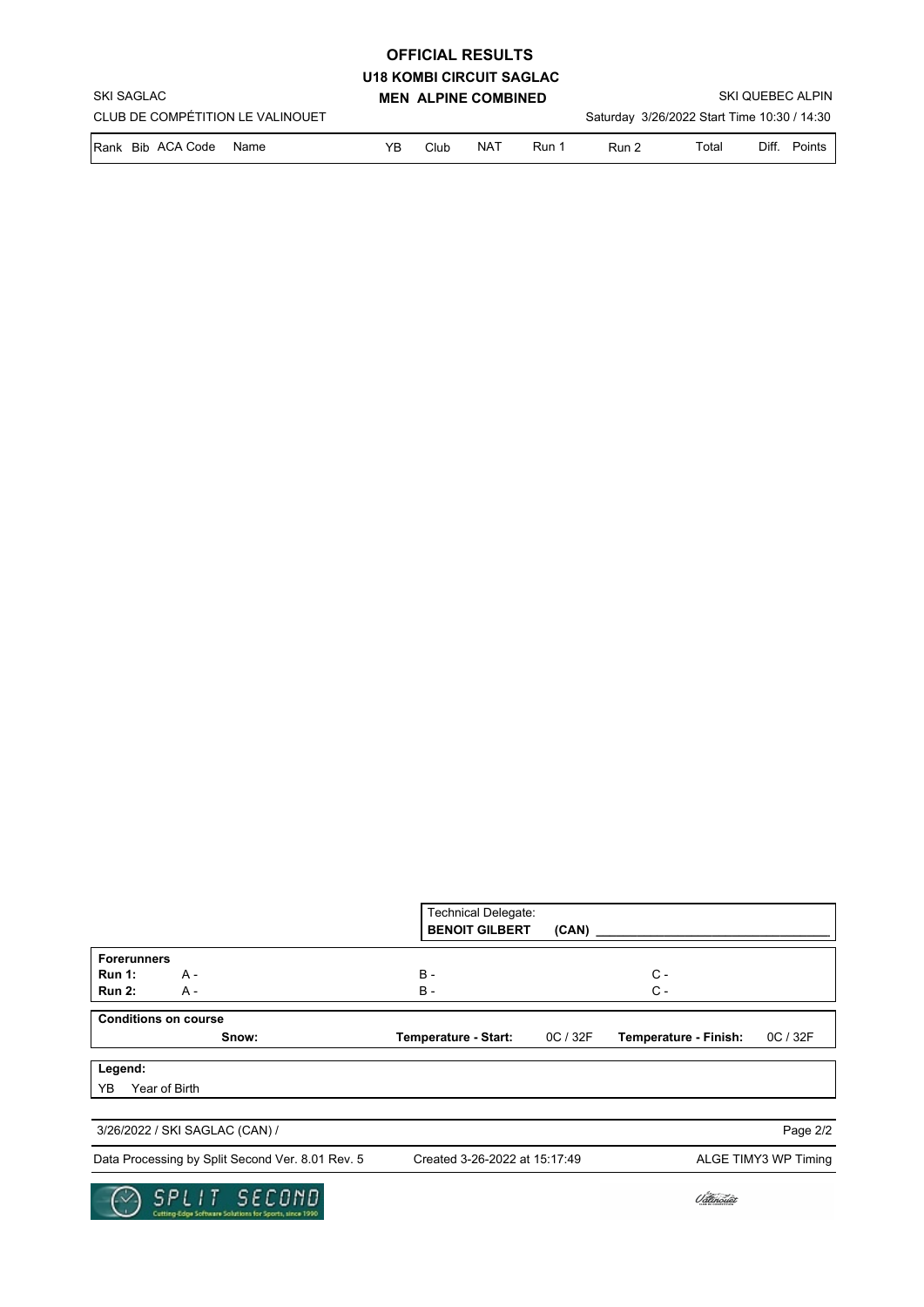# OFFICIAL RESULTS

## U18 KOMBI CIRCUIT SAGLAC

### MEN ALPINE COMBINED

SKI SAGLAC

CLUB DE COMPÉTITION LE VALINOUET

SKI QUEBEC ALPIN

Saturday 3/26/2022 Start Time 10:30 / 14:30

| Rank | Bib | ACA Code | Name | YB | Club | NAT | Run 1 | Run 2 | Total | Diff. | Points |
|---|---|---|---|---|---|---|---|---|---|---|---|

| Technical Delegate: | |
|---|---|
| **BENOIT GILBERT** | **(CAN)** |

| **Forerunners** | | | |
|---|---|---|---|
| **Run 1:** | A - | B - | C - |
| **Run 2:** | A - | B - | C - |

| **Conditions on course** | | | | |
|---|---|---|---|---|
| **Snow:** | **Temperature - Start:** | 0C / 32F | **Temperature - Finish:** | 0C / 32F |

**Legend:**

YB Year of Birth

3/26/2022 / SKI SAGLAC (CAN) /

Data Processing by Split Second Ver. 8.01 Rev. 5 | Created 3-26-2022 at 15:17:49 | ALGE TIMY3 WP Timing